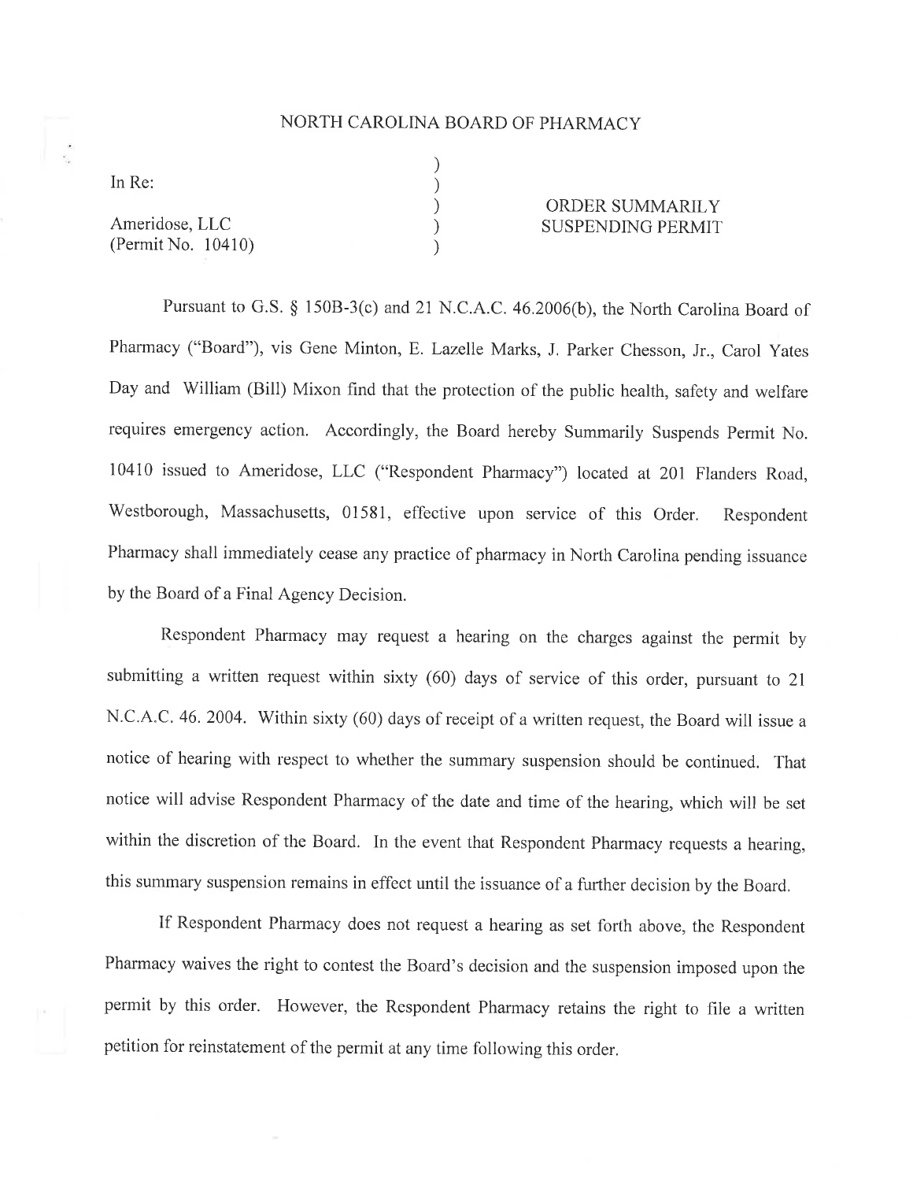# NORTH CAROLINA BOARD OF PHARMACY

| | | |
|---|---|---|
| In Re: | ) | |
| | ) | |
| Ameridose, LLC | ) | ORDER SUMMARILY SUSPENDING PERMIT |
| (Permit No. 10410) | ) | |

Pursuant to G.S. § 150B-3(c) and 21 N.C.A.C. 46.2006(b), the North Carolina Board of Pharmacy ("Board"), vis Gene Minton, E. Lazelle Marks, J. Parker Chesson, Jr., Carol Yates Day and William (Bill) Mixon find that the protection of the public health, safety and welfare requires emergency action. Accordingly, the Board hereby Summarily Suspends Permit No. 10410 issued to Ameridose, LLC ("Respondent Pharmacy") located at 201 Flanders Road, Westborough, Massachusetts, 01581, effective upon service of this Order. Respondent Pharmacy shall immediately cease any practice of pharmacy in North Carolina pending issuance by the Board of a Final Agency Decision.

Respondent Pharmacy may request a hearing on the charges against the permit by submitting a written request within sixty (60) days of service of this order, pursuant to 21 N.C.A.C. 46. 2004. Within sixty (60) days of receipt of a written request, the Board will issue a notice of hearing with respect to whether the summary suspension should be continued. That notice will advise Respondent Pharmacy of the date and time of the hearing, which will be set within the discretion of the Board. In the event that Respondent Pharmacy requests a hearing, this summary suspension remains in effect until the issuance of a further decision by the Board.

If Respondent Pharmacy does not request a hearing as set forth above, the Respondent Pharmacy waives the right to contest the Board's decision and the suspension imposed upon the permit by this order. However, the Respondent Pharmacy retains the right to file a written petition for reinstatement of the permit at any time following this order.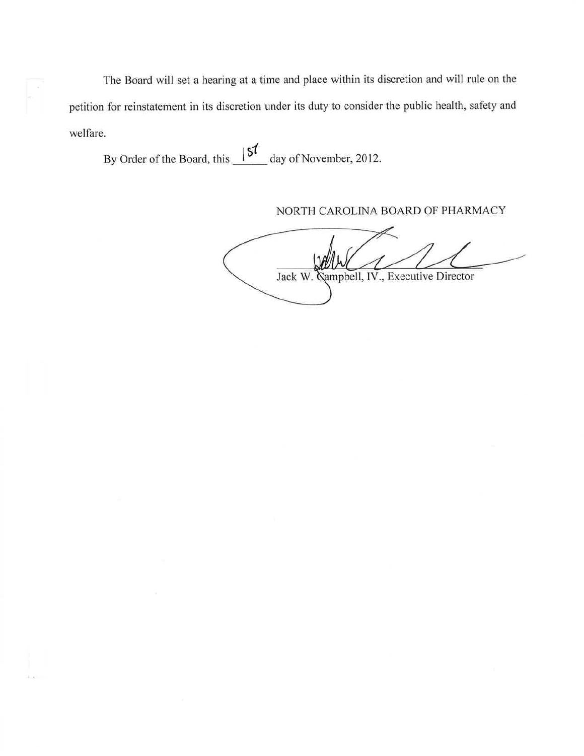The Board will set a hearing at a time and place within its discretion and will rule on the petition for reinstatement in its discretion under its duty to consider the public health, safety and welfare.

By Order of the Board, this 1st day of November, 2012.

NORTH CAROLINA BOARD OF PHARMACY

Jack W. Campbell, IV., Executive Director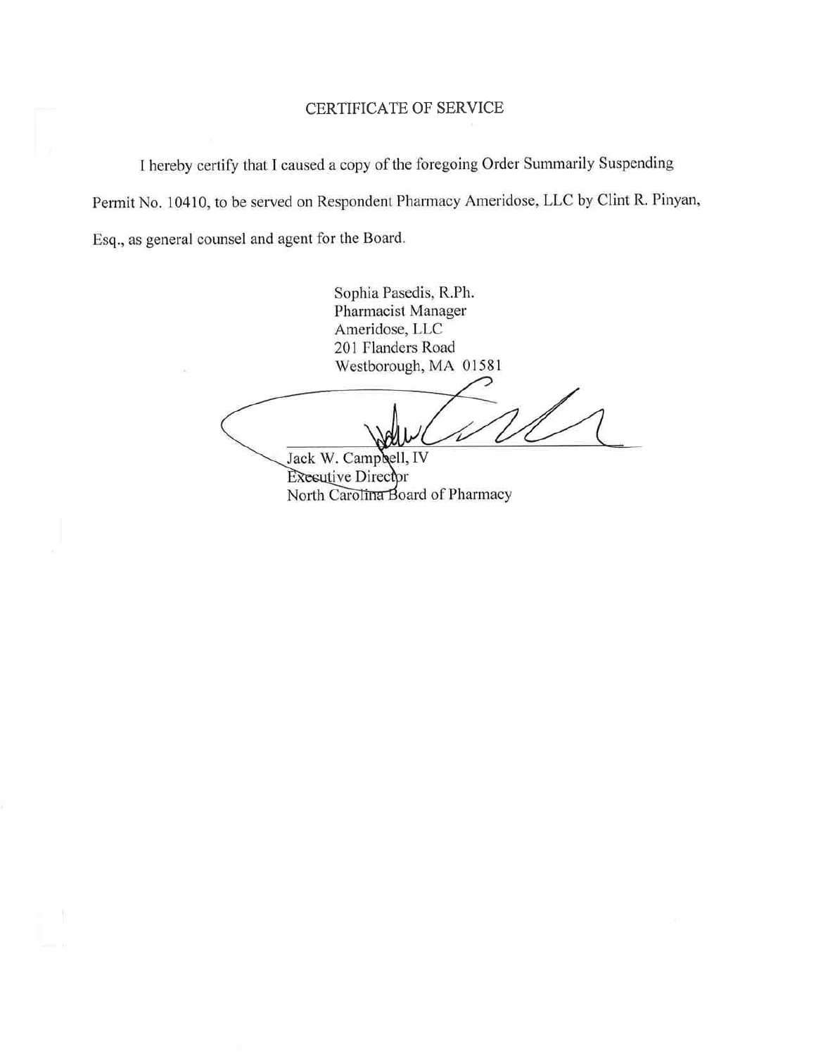# CERTIFICATE OF SERVICE

I hereby certify that I caused a copy of the foregoing Order Summarily Suspending Permit No. 10410, to be served on Respondent Pharmacy Ameridose, LLC by Clint R. Pinyan, Esq., as general counsel and agent for the Board.

Sophia Pasedis, R.Ph.
Pharmacist Manager
Ameridose, LLC
201 Flanders Road
Westborough, MA 01581

Jack W. Campbell, IV
Executive Director
North Carolina Board of Pharmacy